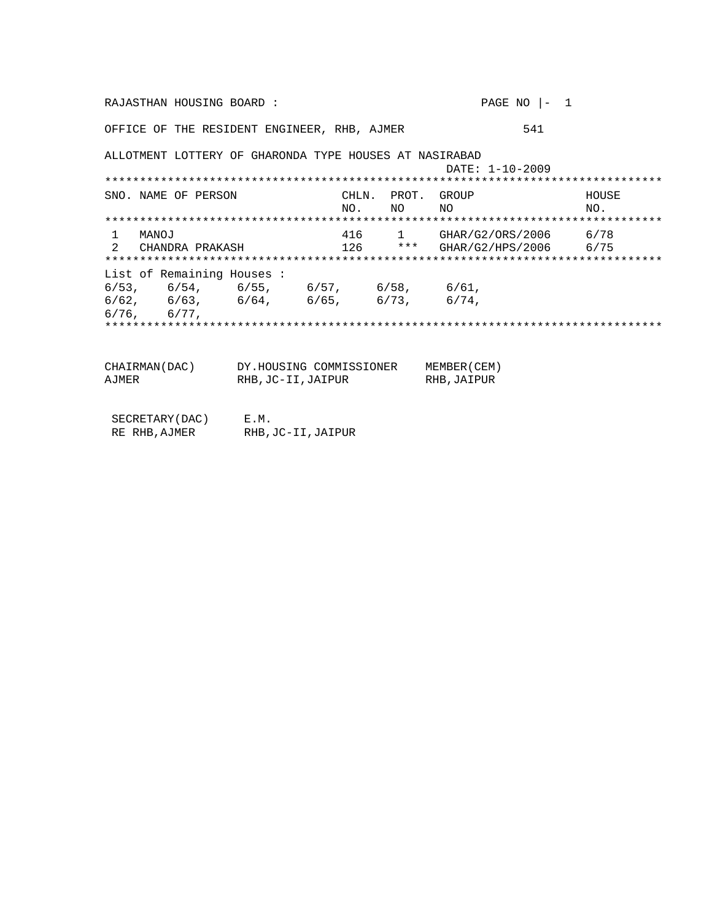RAJASTHAN HOUSING BOARD :

OFFICE OF THE RESIDENT ENGINEER, RHB, AJMER 541

ALLOTMENT LOTTERY OF GHARONDA TYPE HOUSES AT NASIRABAD

DATE: 1-10-2009

| SNO. | NAME OF PERSON | CHLN. NO. | PROT. NO | GROUP NO | HOUSE NO. |
|---|---|---|---|---|---|
| 1 | MANOJ | 416 | 1 | GHAR/G2/ORS/2006 | 6/78 |
| 2 | CHANDRA PRAKASH | 126 | *** | GHAR/G2/HPS/2006 | 6/75 |

List of Remaining Houses :

6/53, 6/54, 6/55, 6/57, 6/58, 6/61,
6/62, 6/63, 6/64, 6/65, 6/73, 6/74,
6/76, 6/77,

| | | |
|---|---|---|
| CHAIRMAN(DAC) AJMER | DY.HOUSING COMMISSIONER RHB,JC-II,JAIPUR | MEMBER(CEM) RHB,JAIPUR |
| SECRETARY(DAC) RE RHB,AJMER | E.M. RHB,JC-II,JAIPUR | |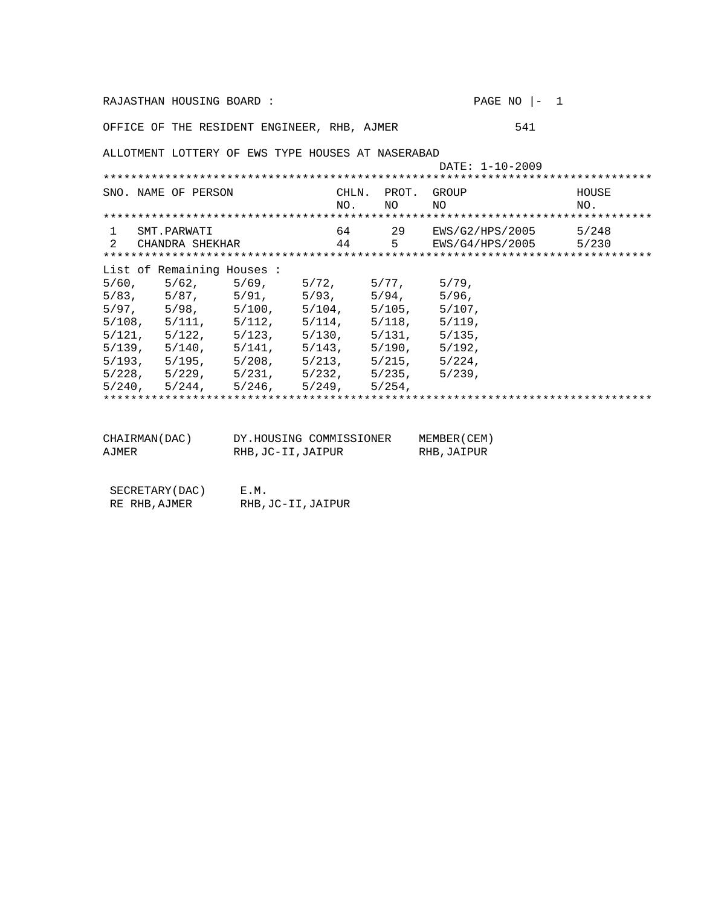RAJASTHAN HOUSING BOARD :

OFFICE OF THE RESIDENT ENGINEER, RHB, AJMER 541

ALLOTMENT LOTTERY OF EWS TYPE HOUSES AT NASERABAD

DATE: 1-10-2009

| SNO. | NAME OF PERSON | CHLN. NO. | PROT. NO | GROUP NO | HOUSE NO. |
|---|---|---|---|---|---|
| 1 | SMT.PARWATI | 64 | 29 | EWS/G2/HPS/2005 | 5/248 |
| 2 | CHANDRA SHEKHAR | 44 | 5 | EWS/G4/HPS/2005 | 5/230 |

List of Remaining Houses :

5/60, 5/62, 5/69, 5/72, 5/77, 5/79,
5/83, 5/87, 5/91, 5/93, 5/94, 5/96,
5/97, 5/98, 5/100, 5/104, 5/105, 5/107,
5/108, 5/111, 5/112, 5/114, 5/118, 5/119,
5/121, 5/122, 5/123, 5/130, 5/131, 5/135,
5/139, 5/140, 5/141, 5/143, 5/190, 5/192,
5/193, 5/195, 5/208, 5/213, 5/215, 5/224,
5/228, 5/229, 5/231, 5/232, 5/235, 5/239,
5/240, 5/244, 5/246, 5/249, 5/254,

CHAIRMAN(DAC)
AJMER

DY.HOUSING COMMISSIONER
RHB,JC-II,JAIPUR

MEMBER(CEM)
RHB,JAIPUR

SECRETARY(DAC)
RE RHB,AJMER

E.M.
RHB,JC-II,JAIPUR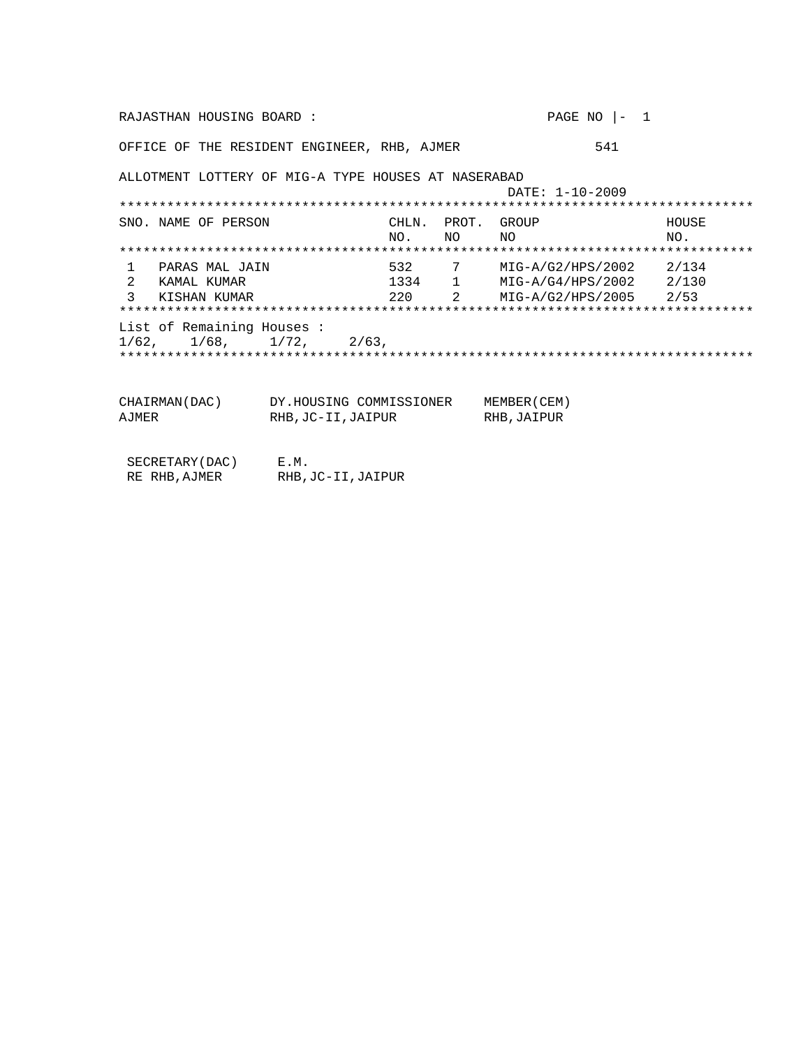RAJASTHAN HOUSING BOARD : PAGE NO |- 1

OFFICE OF THE RESIDENT ENGINEER, RHB, AJMER 541

ALLOTMENT LOTTERY OF MIG-A TYPE HOUSES AT NASERABAD

DATE: 1-10-2009

| SNO. | NAME OF PERSON | CHLN. NO. | PROT. NO | GROUP NO | HOUSE NO. |
|---|---|---|---|---|---|
| 1 | PARAS MAL JAIN | 532 | 7 | MIG-A/G2/HPS/2002 | 2/134 |
| 2 | KAMAL KUMAR | 1334 | 1 | MIG-A/G4/HPS/2002 | 2/130 |
| 3 | KISHAN KUMAR | 220 | 2 | MIG-A/G2/HPS/2005 | 2/53 |

List of Remaining Houses :
1/62, 1/68, 1/72, 2/63,

CHAIRMAN(DAC)
AJMER

DY.HOUSING COMMISSIONER
RHB,JC-II,JAIPUR

MEMBER(CEM)
RHB,JAIPUR

SECRETARY(DAC)
RE RHB,AJMER

E.M.
RHB,JC-II,JAIPUR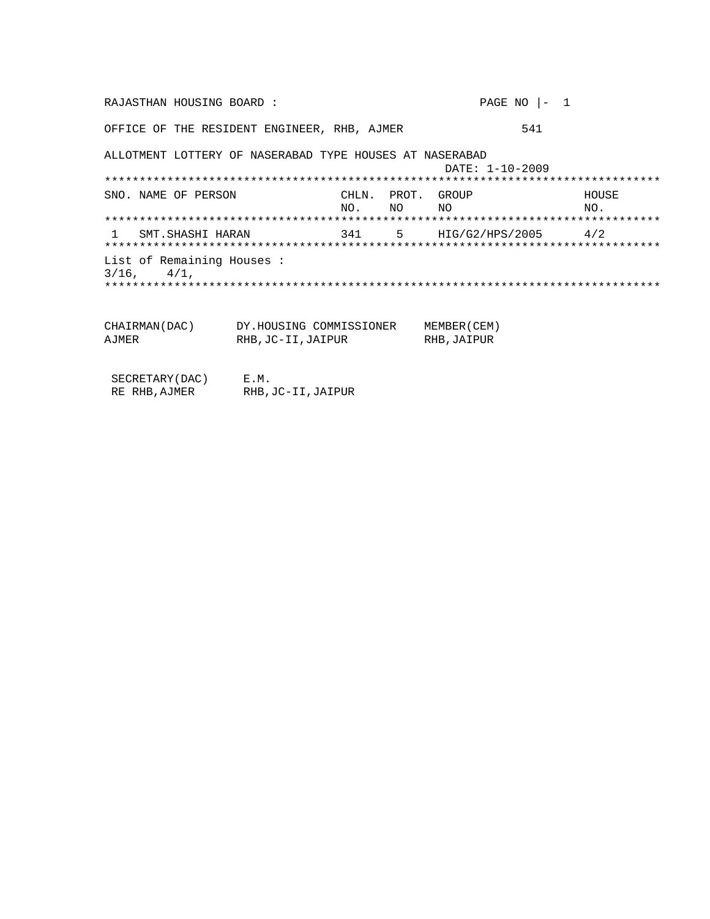RAJASTHAN HOUSING BOARD : PAGE NO |- 1

OFFICE OF THE RESIDENT ENGINEER, RHB, AJMER 541

ALLOTMENT LOTTERY OF NASERABAD TYPE HOUSES AT NASERABAD

DATE: 1-10-2009

| SNO. | NAME OF PERSON | CHLN. NO. | PROT. NO | GROUP NO | HOUSE NO. |
|---|---|---|---|---|---|
| 1 | SMT.SHASHI HARAN | 341 | 5 | HIG/G2/HPS/2005 | 4/2 |

List of Remaining Houses :
3/16, 4/1,

| CHAIRMAN(DAC) | DY.HOUSING COMMISSIONER | MEMBER(CEM) |
|---|---|---|
| AJMER | RHB,JC-II,JAIPUR | RHB,JAIPUR |

| SECRETARY(DAC) | E.M. |
|---|---|
| RE RHB,AJMER | RHB,JC-II,JAIPUR |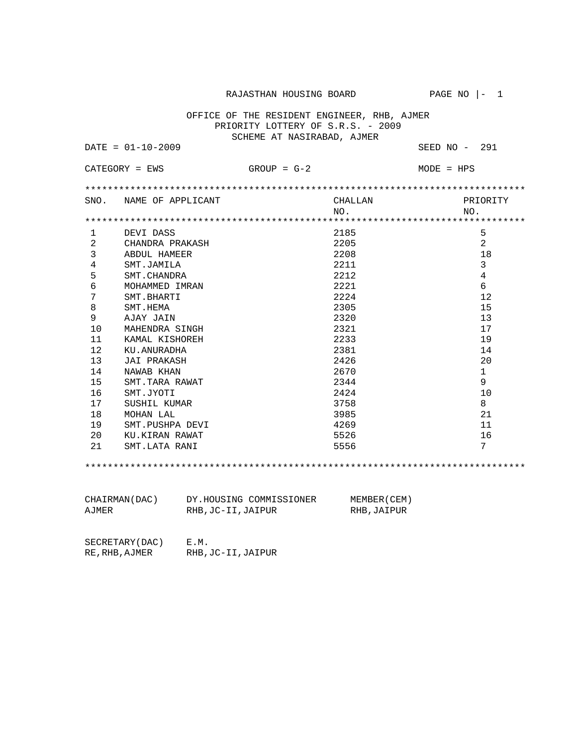RAJASTHAN HOUSING BOARD PAGE NO |- 1

OFFICE OF THE RESIDENT ENGINEER, RHB, AJMER
PRIORITY LOTTERY OF S.R.S. - 2009
SCHEME AT NASIRABAD, AJMER

DATE = 01-10-2009 SEED NO - 291

CATEGORY = EWS GROUP = G-2 MODE = HPS

| SNO. | NAME OF APPLICANT | CHALLAN NO. | PRIORITY NO. |
|---|---|---|---|
| 1 | DEVI DASS | 2185 | 5 |
| 2 | CHANDRA PRAKASH | 2205 | 2 |
| 3 | ABDUL HAMEER | 2208 | 18 |
| 4 | SMT.JAMILA | 2211 | 3 |
| 5 | SMT.CHANDRA | 2212 | 4 |
| 6 | MOHAMMED IMRAN | 2221 | 6 |
| 7 | SMT.BHARTI | 2224 | 12 |
| 8 | SMT.HEMA | 2305 | 15 |
| 9 | AJAY JAIN | 2320 | 13 |
| 10 | MAHENDRA SINGH | 2321 | 17 |
| 11 | KAMAL KISHOREH | 2233 | 19 |
| 12 | KU.ANURADHA | 2381 | 14 |
| 13 | JAI PRAKASH | 2426 | 20 |
| 14 | NAWAB KHAN | 2670 | 1 |
| 15 | SMT.TARA RAWAT | 2344 | 9 |
| 16 | SMT.JYOTI | 2424 | 10 |
| 17 | SUSHIL KUMAR | 3758 | 8 |
| 18 | MOHAN LAL | 3985 | 21 |
| 19 | SMT.PUSHPA DEVI | 4269 | 11 |
| 20 | KU.KIRAN RAWAT | 5526 | 16 |
| 21 | SMT.LATA RANI | 5556 | 7 |

CHAIRMAN(DAC) DY.HOUSING COMMISSIONER MEMBER(CEM)
AJMER RHB,JC-II,JAIPUR RHB,JAIPUR

SECRETARY(DAC) E.M.
RE,RHB,AJMER RHB,JC-II,JAIPUR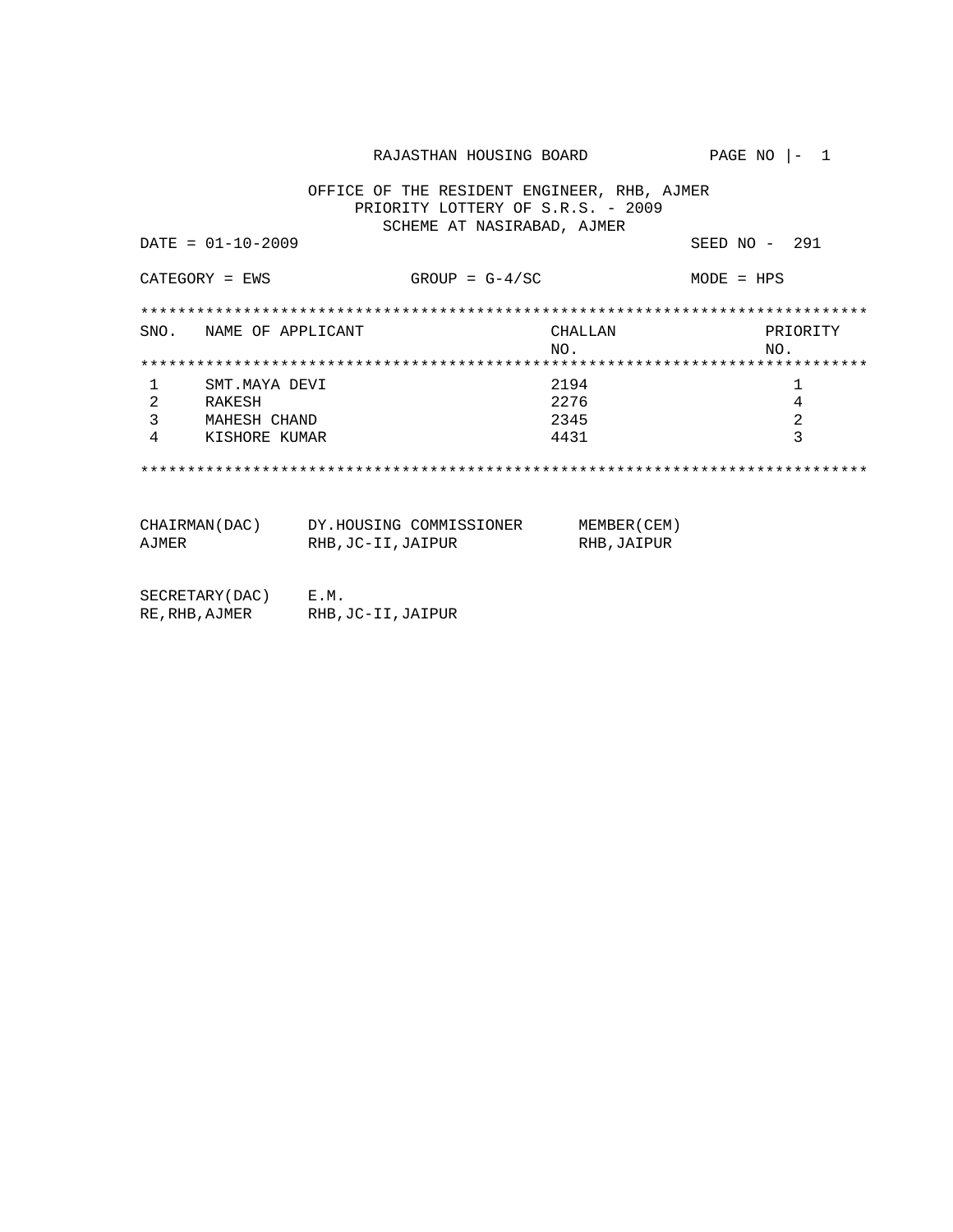RAJASTHAN HOUSING BOARD

PAGE NO |- 1

OFFICE OF THE RESIDENT ENGINEER, RHB, AJMER
PRIORITY LOTTERY OF S.R.S. - 2009
SCHEME AT NASIRABAD, AJMER

DATE = 01-10-2009 SEED NO - 291

CATEGORY = EWS GROUP = G-4/SC MODE = HPS

| SNO. | NAME OF APPLICANT | CHALLAN NO. | PRIORITY NO. |
|---|---|---|---|
| 1 | SMT.MAYA DEVI | 2194 | 1 |
| 2 | RAKESH | 2276 | 4 |
| 3 | MAHESH CHAND | 2345 | 2 |
| 4 | KISHORE KUMAR | 4431 | 3 |

CHAIRMAN(DAC)
AJMER

DY.HOUSING COMMISSIONER
RHB,JC-II,JAIPUR

MEMBER(CEM)
RHB,JAIPUR

SECRETARY(DAC)
RE,RHB,AJMER

E.M.
RHB,JC-II,JAIPUR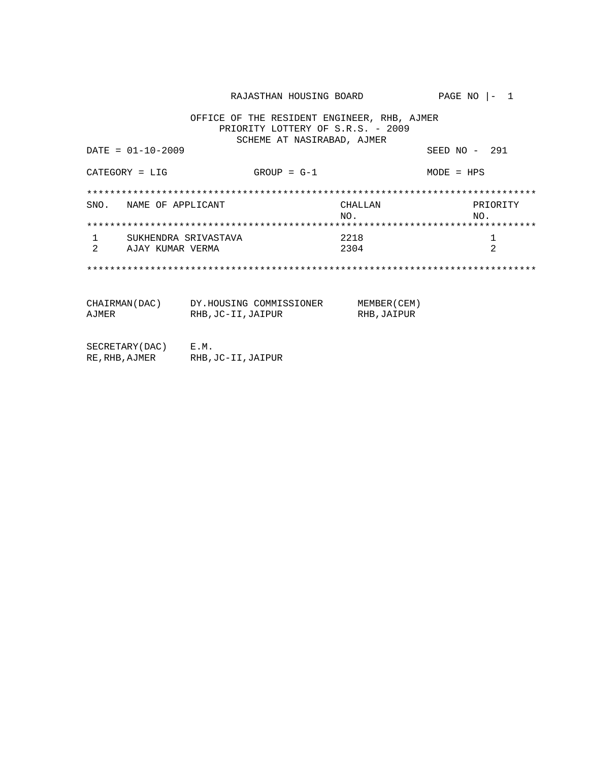RAJASTHAN HOUSING BOARD

PAGE NO |- 1

OFFICE OF THE RESIDENT ENGINEER, RHB, AJMER
PRIORITY LOTTERY OF S.R.S. - 2009
SCHEME AT NASIRABAD, AJMER

DATE = 01-10-2009 SEED NO - 291

CATEGORY = LIG GROUP = G-1 MODE = HPS

| SNO. | NAME OF APPLICANT | CHALLAN NO. | PRIORITY NO. |
|---|---|---|---|
| 1 | SUKHENDRA SRIVASTAVA | 2218 | 1 |
| 2 | AJAY KUMAR VERMA | 2304 | 2 |

| | | |
|---|---|---|
| CHAIRMAN(DAC)<br>AJMER | DY.HOUSING COMMISSIONER<br>RHB,JC-II,JAIPUR | MEMBER(CEM)<br>RHB,JAIPUR |
| SECRETARY(DAC)<br>RE,RHB,AJMER | E.M.<br>RHB,JC-II,JAIPUR | |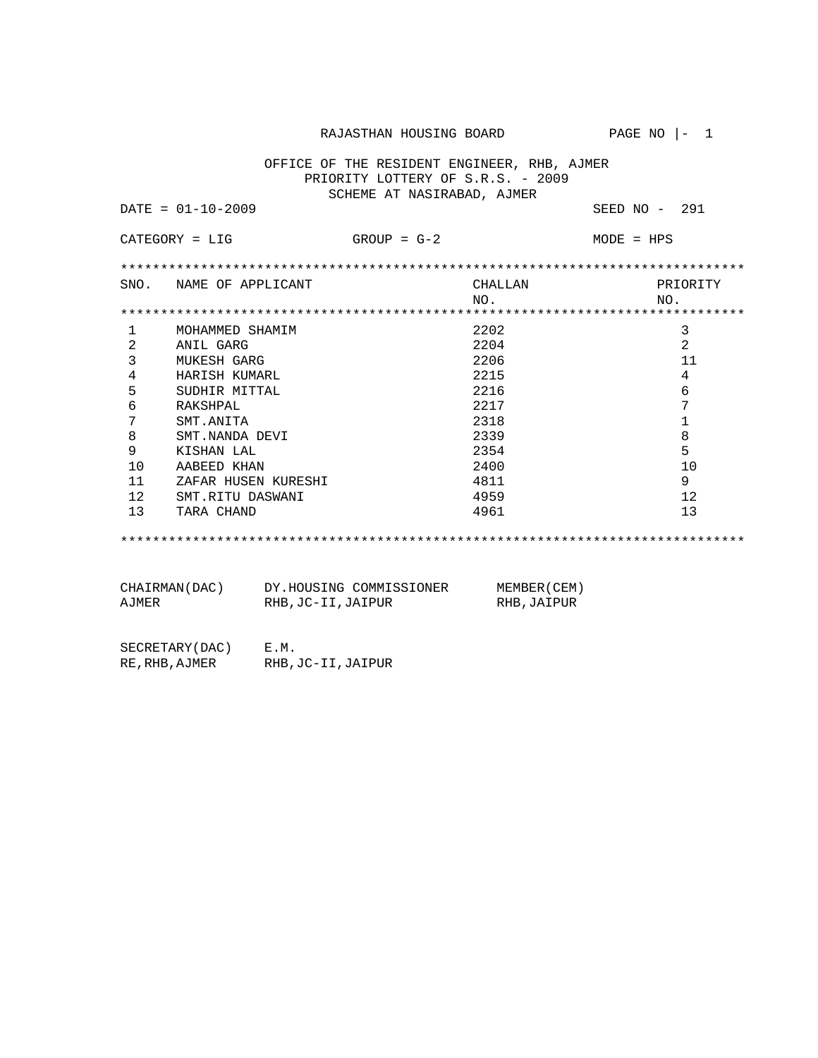RAJASTHAN HOUSING BOARD PAGE NO |- 1

OFFICE OF THE RESIDENT ENGINEER, RHB, AJMER
PRIORITY LOTTERY OF S.R.S. - 2009
SCHEME AT NASIRABAD, AJMER

DATE = 01-10-2009 SEED NO - 291

CATEGORY = LIG GROUP = G-2 MODE = HPS

| SNO. | NAME OF APPLICANT | CHALLAN NO. | PRIORITY NO. |
|---|---|---|---|
| 1 | MOHAMMED SHAMIM | 2202 | 3 |
| 2 | ANIL GARG | 2204 | 2 |
| 3 | MUKESH GARG | 2206 | 11 |
| 4 | HARISH KUMARL | 2215 | 4 |
| 5 | SUDHIR MITTAL | 2216 | 6 |
| 6 | RAKSHPAL | 2217 | 7 |
| 7 | SMT.ANITA | 2318 | 1 |
| 8 | SMT.NANDA DEVI | 2339 | 8 |
| 9 | KISHAN LAL | 2354 | 5 |
| 10 | AABEED KHAN | 2400 | 10 |
| 11 | ZAFAR HUSEN KURESHI | 4811 | 9 |
| 12 | SMT.RITU DASWANI | 4959 | 12 |
| 13 | TARA CHAND | 4961 | 13 |

CHAIRMAN(DAC) DY.HOUSING COMMISSIONER MEMBER(CEM)
AJMER RHB,JC-II,JAIPUR RHB,JAIPUR

SECRETARY(DAC) E.M.
RE,RHB,AJMER RHB,JC-II,JAIPUR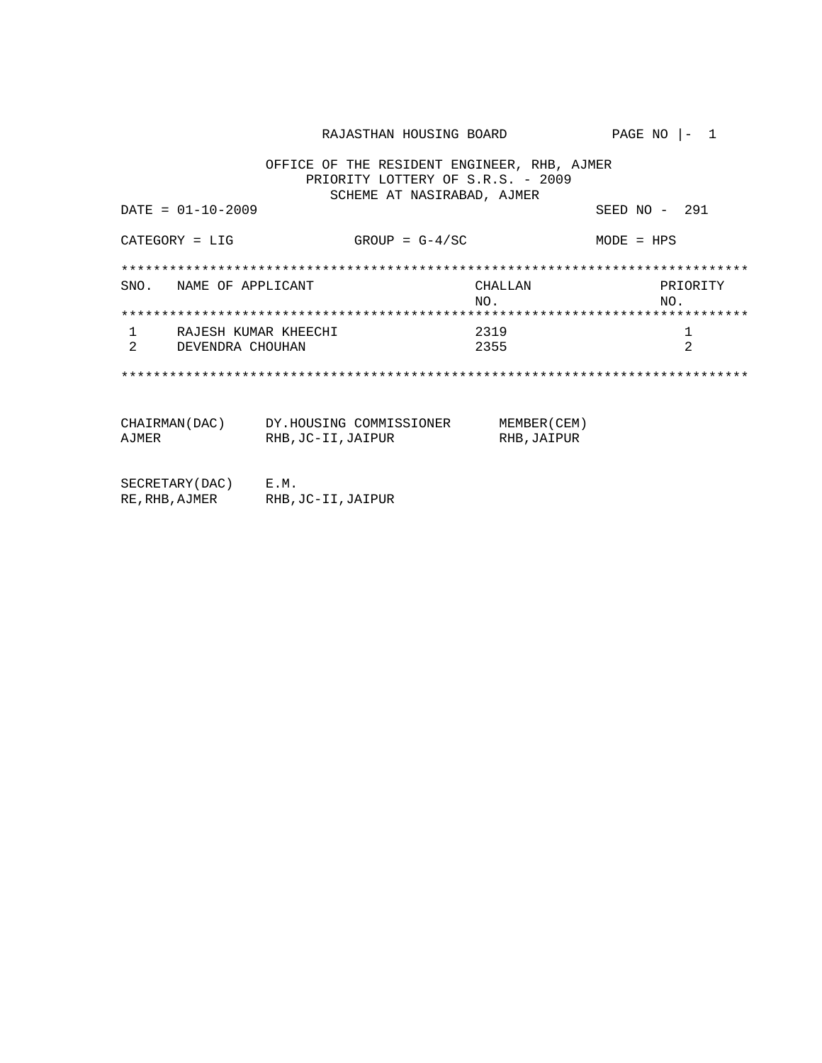RAJASTHAN HOUSING BOARD

OFFICE OF THE RESIDENT ENGINEER, RHB, AJMER
PRIORITY LOTTERY OF S.R.S. - 2009
SCHEME AT NASIRABAD, AJMER

DATE = 01-10-2009 SEED NO - 291

CATEGORY = LIG GROUP = G-4/SC MODE = HPS

| SNO. | NAME OF APPLICANT | CHALLAN NO. | PRIORITY NO. |
|---|---|---|---|
| 1 | RAJESH KUMAR KHEECHI | 2319 | 1 |
| 2 | DEVENDRA CHOUHAN | 2355 | 2 |

| CHAIRMAN(DAC) | DY.HOUSING COMMISSIONER | MEMBER(CEM) |
|---|---|---|
| AJMER | RHB,JC-II,JAIPUR | RHB,JAIPUR |

| SECRETARY(DAC) | E.M. |
|---|---|
| RE,RHB,AJMER | RHB,JC-II,JAIPUR |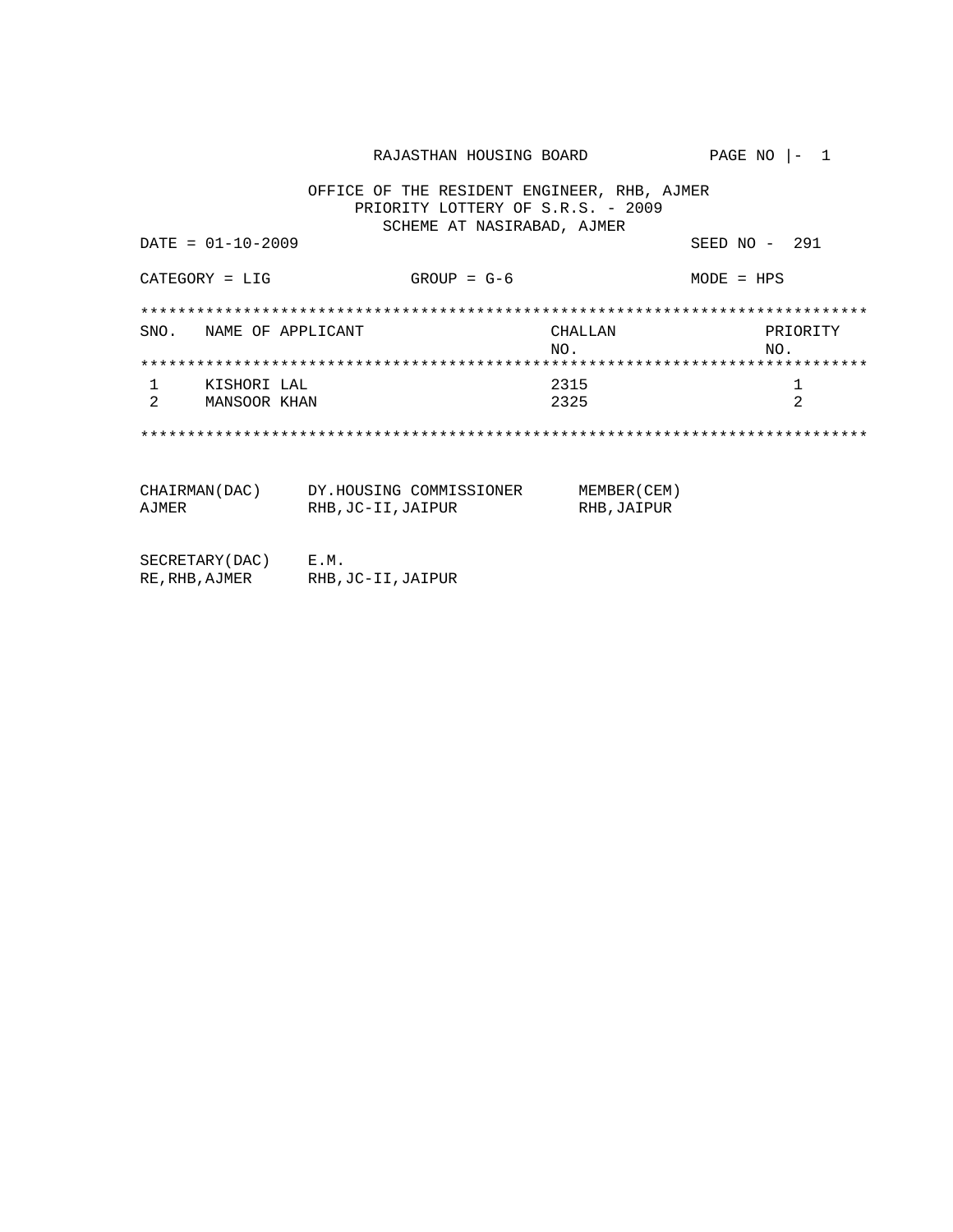RAJASTHAN HOUSING BOARD PAGE NO |- 1

OFFICE OF THE RESIDENT ENGINEER, RHB, AJMER
PRIORITY LOTTERY OF S.R.S. - 2009
SCHEME AT NASIRABAD, AJMER

DATE = 01-10-2009 SEED NO - 291

CATEGORY = LIG GROUP = G-6 MODE = HPS

| SNO. | NAME OF APPLICANT | CHALLAN NO. | PRIORITY NO. |
|---|---|---|---|
| 1 | KISHORI LAL | 2315 | 1 |
| 2 | MANSOOR KHAN | 2325 | 2 |

CHAIRMAN(DAC)
AJMER

DY.HOUSING COMMISSIONER
RHB,JC-II,JAIPUR

MEMBER(CEM)
RHB,JAIPUR

SECRETARY(DAC)
RE,RHB,AJMER

E.M.
RHB,JC-II,JAIPUR